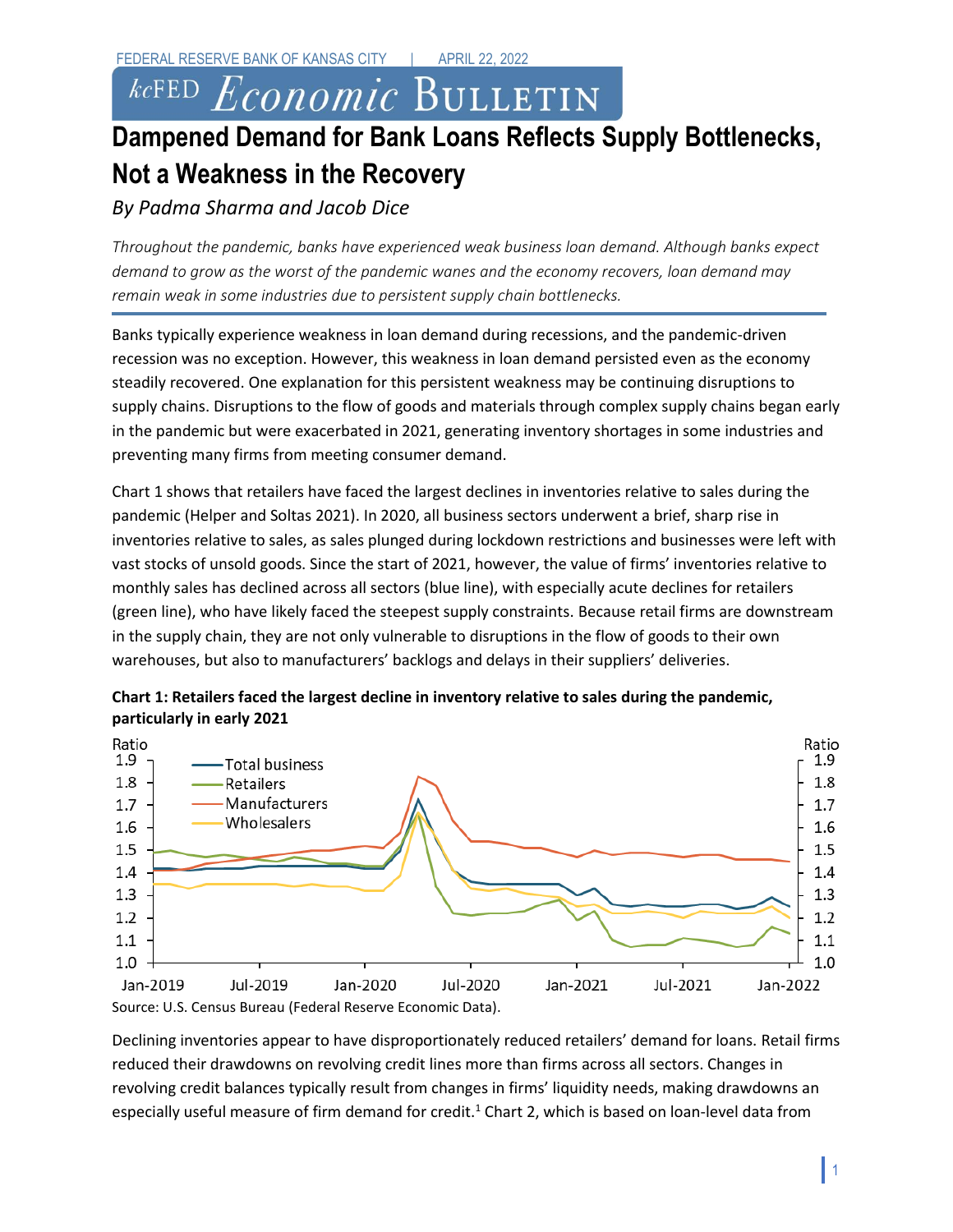FEDERAL RESERVE BANK OF KANSAS CITY | APRIL 22, 2022

kcFED *Economic* BULLETIN

# Dampened Demand for Bank Loans Reflects Supply Bottlenecks, Not a Weakness in the Recovery

*By Padma Sharma and Jacob Dice*

*Throughout the pandemic, banks have experienced weak business loan demand. Although banks expect demand to grow as the worst of the pandemic wanes and the economy recovers, loan demand may remain weak in some industries due to persistent supply chain bottlenecks.*

Banks typically experience weakness in loan demand during recessions, and the pandemic-driven recession was no exception. However, this weakness in loan demand persisted even as the economy steadily recovered. One explanation for this persistent weakness may be continuing disruptions to supply chains. Disruptions to the flow of goods and materials through complex supply chains began early in the pandemic but were exacerbated in 2021, generating inventory shortages in some industries and preventing many firms from meeting consumer demand.

Chart 1 shows that retailers have faced the largest declines in inventories relative to sales during the pandemic (Helper and Soltas 2021). In 2020, all business sectors underwent a brief, sharp rise in inventories relative to sales, as sales plunged during lockdown restrictions and businesses were left with vast stocks of unsold goods. Since the start of 2021, however, the value of firms' inventories relative to monthly sales has declined across all sectors (blue line), with especially acute declines for retailers (green line), who have likely faced the steepest supply constraints. Because retail firms are downstream in the supply chain, they are not only vulnerable to disruptions in the flow of goods to their own warehouses, but also to manufacturers' backlogs and delays in their suppliers' deliveries.

**Chart 1: Retailers faced the largest decline in inventory relative to sales during the pandemic, particularly in early 2021**

Source: U.S. Census Bureau (Federal Reserve Economic Data).

Declining inventories appear to have disproportionately reduced retailers' demand for loans. Retail firms reduced their drawdowns on revolving credit lines more than firms across all sectors. Changes in revolving credit balances typically result from changes in firms' liquidity needs, making drawdowns an especially useful measure of firm demand for credit.[1] Chart 2, which is based on loan-level data from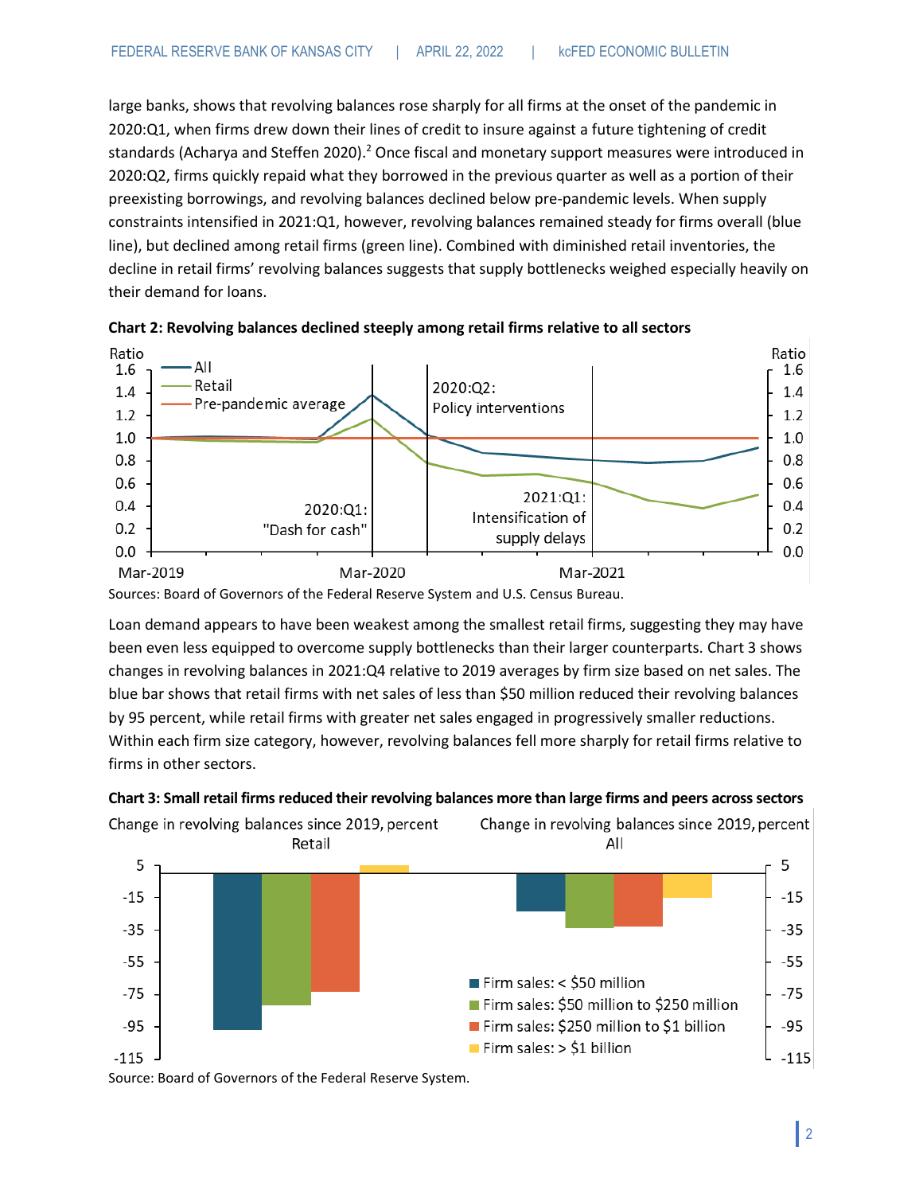large banks, shows that revolving balances rose sharply for all firms at the onset of the pandemic in 2020:Q1, when firms drew down their lines of credit to insure against a future tightening of credit standards (Acharya and Steffen 2020).[2] Once fiscal and monetary support measures were introduced in 2020:Q2, firms quickly repaid what they borrowed in the previous quarter as well as a portion of their preexisting borrowings, and revolving balances declined below pre-pandemic levels. When supply constraints intensified in 2021:Q1, however, revolving balances remained steady for firms overall (blue line), but declined among retail firms (green line). Combined with diminished retail inventories, the decline in retail firms' revolving balances suggests that supply bottlenecks weighed especially heavily on their demand for loans.

**Chart 2: Revolving balances declined steeply among retail firms relative to all sectors**

Sources: Board of Governors of the Federal Reserve System and U.S. Census Bureau.

Loan demand appears to have been weakest among the smallest retail firms, suggesting they may have been even less equipped to overcome supply bottlenecks than their larger counterparts. Chart 3 shows changes in revolving balances in 2021:Q4 relative to 2019 averages by firm size based on net sales. The blue bar shows that retail firms with net sales of less than $50 million reduced their revolving balances by 95 percent, while retail firms with greater net sales engaged in progressively smaller reductions. Within each firm size category, however, revolving balances fell more sharply for retail firms relative to firms in other sectors.

**Chart 3: Small retail firms reduced their revolving balances more than large firms and peers across sectors**

Source: Board of Governors of the Federal Reserve System.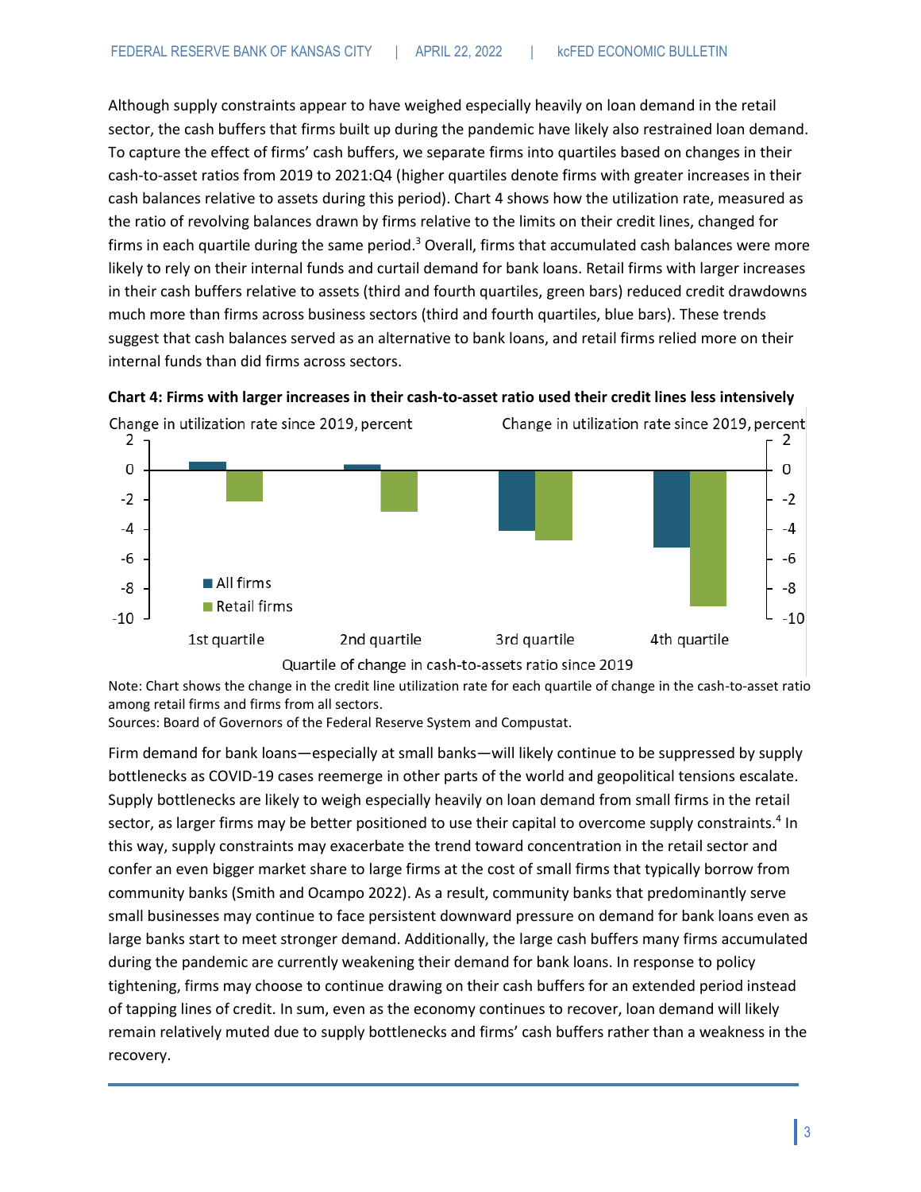Although supply constraints appear to have weighed especially heavily on loan demand in the retail sector, the cash buffers that firms built up during the pandemic have likely also restrained loan demand. To capture the effect of firms' cash buffers, we separate firms into quartiles based on changes in their cash-to-asset ratios from 2019 to 2021:Q4 (higher quartiles denote firms with greater increases in their cash balances relative to assets during this period). Chart 4 shows how the utilization rate, measured as the ratio of revolving balances drawn by firms relative to the limits on their credit lines, changed for firms in each quartile during the same period.[3] Overall, firms that accumulated cash balances were more likely to rely on their internal funds and curtail demand for bank loans. Retail firms with larger increases in their cash buffers relative to assets (third and fourth quartiles, green bars) reduced credit drawdowns much more than firms across business sectors (third and fourth quartiles, blue bars). These trends suggest that cash balances served as an alternative to bank loans, and retail firms relied more on their internal funds than did firms across sectors.

**Chart 4: Firms with larger increases in their cash-to-asset ratio used their credit lines less intensively**

Note: Chart shows the change in the credit line utilization rate for each quartile of change in the cash-to-asset ratio among retail firms and firms from all sectors.
Sources: Board of Governors of the Federal Reserve System and Compustat.

Firm demand for bank loans—especially at small banks—will likely continue to be suppressed by supply bottlenecks as COVID-19 cases reemerge in other parts of the world and geopolitical tensions escalate. Supply bottlenecks are likely to weigh especially heavily on loan demand from small firms in the retail sector, as larger firms may be better positioned to use their capital to overcome supply constraints.[4] In this way, supply constraints may exacerbate the trend toward concentration in the retail sector and confer an even bigger market share to large firms at the cost of small firms that typically borrow from community banks (Smith and Ocampo 2022). As a result, community banks that predominantly serve small businesses may continue to face persistent downward pressure on demand for bank loans even as large banks start to meet stronger demand. Additionally, the large cash buffers many firms accumulated during the pandemic are currently weakening their demand for bank loans. In response to policy tightening, firms may choose to continue drawing on their cash buffers for an extended period instead of tapping lines of credit. In sum, even as the economy continues to recover, loan demand will likely remain relatively muted due to supply bottlenecks and firms' cash buffers rather than a weakness in the recovery.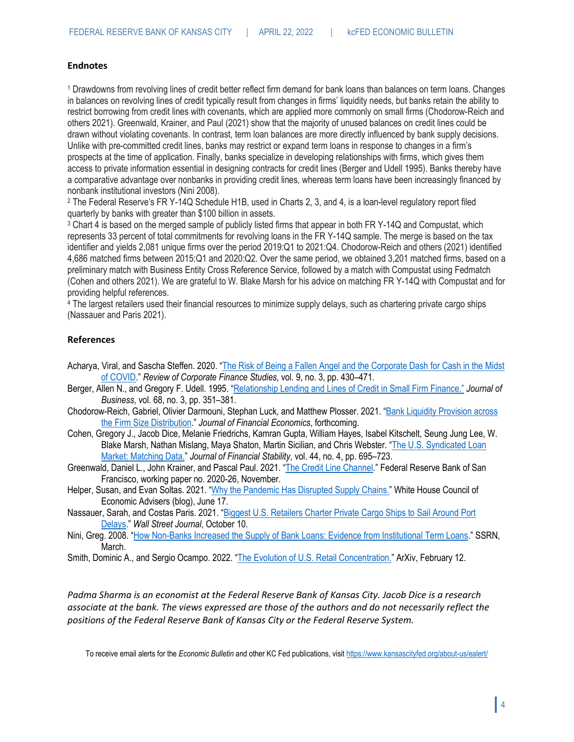## Endnotes

[1] Drawdowns from revolving lines of credit better reflect firm demand for bank loans than balances on term loans. Changes in balances on revolving lines of credit typically result from changes in firms' liquidity needs, but banks retain the ability to restrict borrowing from credit lines with covenants, which are applied more commonly on small firms (Chodorow-Reich and others 2021). Greenwald, Krainer, and Paul (2021) show that the majority of unused balances on credit lines could be drawn without violating covenants. In contrast, term loan balances are more directly influenced by bank supply decisions. Unlike with pre-committed credit lines, banks may restrict or expand term loans in response to changes in a firm's prospects at the time of application. Finally, banks specialize in developing relationships with firms, which gives them access to private information essential in designing contracts for credit lines (Berger and Udell 1995). Banks thereby have a comparative advantage over nonbanks in providing credit lines, whereas term loans have been increasingly financed by nonbank institutional investors (Nini 2008).

[2] The Federal Reserve's FR Y-14Q Schedule H1B, used in Charts 2, 3, and 4, is a loan-level regulatory report filed quarterly by banks with greater than $100 billion in assets.

[3] Chart 4 is based on the merged sample of publicly listed firms that appear in both FR Y-14Q and Compustat, which represents 33 percent of total commitments for revolving loans in the FR Y-14Q sample. The merge is based on the tax identifier and yields 2,081 unique firms over the period 2019:Q1 to 2021:Q4. Chodorow-Reich and others (2021) identified 4,686 matched firms between 2015:Q1 and 2020:Q2. Over the same period, we obtained 3,201 matched firms, based on a preliminary match with Business Entity Cross Reference Service, followed by a match with Compustat using Fedmatch (Cohen and others 2021). We are grateful to W. Blake Marsh for his advice on matching FR Y-14Q with Compustat and for providing helpful references.

[4] The largest retailers used their financial resources to minimize supply delays, such as chartering private cargo ships (Nassauer and Paris 2021).

## References

Acharya, Viral, and Sascha Steffen. 2020. "The Risk of Being a Fallen Angel and the Corporate Dash for Cash in the Midst of COVID." *Review of Corporate Finance Studies*, vol. 9, no. 3, pp. 430–471.

Berger, Allen N., and Gregory F. Udell. 1995. "Relationship Lending and Lines of Credit in Small Firm Finance." *Journal of Business*, vol. 68, no. 3, pp. 351–381.

Chodorow-Reich, Gabriel, Olivier Darmouni, Stephan Luck, and Matthew Plosser. 2021. "Bank Liquidity Provision across the Firm Size Distribution." *Journal of Financial Economics*, forthcoming.

Cohen, Gregory J., Jacob Dice, Melanie Friedrichs, Kamran Gupta, William Hayes, Isabel Kitschelt, Seung Jung Lee, W. Blake Marsh, Nathan Mislang, Maya Shaton, Martin Sicilian, and Chris Webster. "The U.S. Syndicated Loan Market: Matching Data." *Journal of Financial Stability*, vol. 44, no. 4, pp. 695–723.

Greenwald, Daniel L., John Krainer, and Pascal Paul. 2021. "The Credit Line Channel." Federal Reserve Bank of San Francisco, working paper no. 2020-26, November.

Helper, Susan, and Evan Soltas. 2021. "Why the Pandemic Has Disrupted Supply Chains." White House Council of Economic Advisers (blog), June 17.

Nassauer, Sarah, and Costas Paris. 2021. "Biggest U.S. Retailers Charter Private Cargo Ships to Sail Around Port Delays." *Wall Street Journal*, October 10.

Nini, Greg. 2008. "How Non-Banks Increased the Supply of Bank Loans: Evidence from Institutional Term Loans." SSRN, March.

Smith, Dominic A., and Sergio Ocampo. 2022. "The Evolution of U.S. Retail Concentration." ArXiv, February 12.

*Padma Sharma is an economist at the Federal Reserve Bank of Kansas City. Jacob Dice is a research associate at the bank. The views expressed are those of the authors and do not necessarily reflect the positions of the Federal Reserve Bank of Kansas City or the Federal Reserve System.*

To receive email alerts for the *Economic Bulletin* and other KC Fed publications, visit https://www.kansascityfed.org/about-us/ealert/